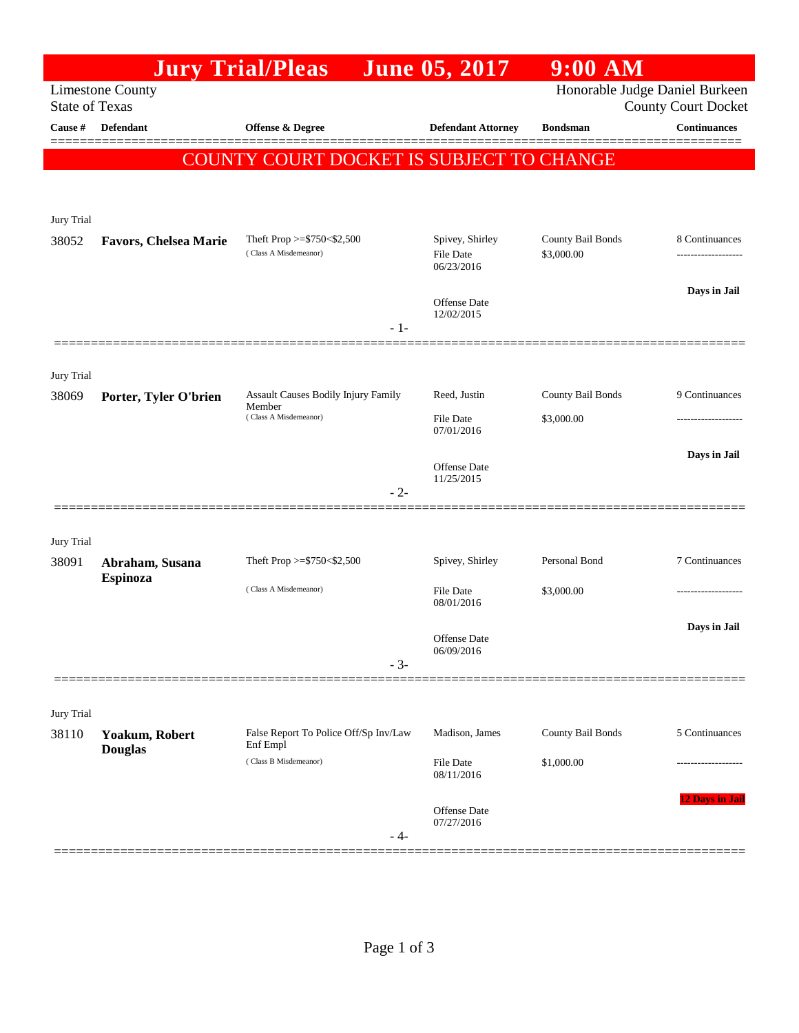# Jury Trial/Pleas June 05, 2017 9:00 AM

Limestone County
State of Texas

Honorable Judge Daniel Burkeen
County Court Docket

| Cause # | Defendant | Offense & Degree | Defendant Attorney | Bondsman | Continuances |
|---|---|---|---|---|---|

## COUNTY COURT DOCKET IS SUBJECT TO CHANGE

Jury Trial

| Cause # | Defendant | Offense & Degree | Defendant Attorney | Bondsman | Continuances |
|---|---|---|---|---|---|
| 38052 | **Favors, Chelsea Marie** | Theft Prop >=$750<$2,500 (Class A Misdemeanor) | Spivey, Shirley<br>File Date 06/23/2016<br>Offense Date 12/02/2015 | County Bail Bonds<br>$3,000.00 | 8 Continuances<br>Days in Jail |

- 1-

Jury Trial

| Cause # | Defendant | Offense & Degree | Defendant Attorney | Bondsman | Continuances |
|---|---|---|---|---|---|
| 38069 | **Porter, Tyler O'brien** | Assault Causes Bodily Injury Family Member (Class A Misdemeanor) | Reed, Justin<br>File Date 07/01/2016<br>Offense Date 11/25/2015 | County Bail Bonds<br>$3,000.00 | 9 Continuances<br>Days in Jail |

- 2-

Jury Trial

| Cause # | Defendant | Offense & Degree | Defendant Attorney | Bondsman | Continuances |
|---|---|---|---|---|---|
| 38091 | **Abraham, Susana Espinoza** | Theft Prop >=$750<$2,500 (Class A Misdemeanor) | Spivey, Shirley<br>File Date 08/01/2016<br>Offense Date 06/09/2016 | Personal Bond<br>$3,000.00 | 7 Continuances<br>Days in Jail |

- 3-

Jury Trial

| Cause # | Defendant | Offense & Degree | Defendant Attorney | Bondsman | Continuances |
|---|---|---|---|---|---|
| 38110 | **Yoakum, Robert Douglas** | False Report To Police Off/Sp Inv/Law Enf Empl (Class B Misdemeanor) | Madison, James<br>File Date 08/11/2016<br>Offense Date 07/27/2016 | County Bail Bonds<br>$1,000.00 | 5 Continuances<br>12 Days in Jail |

- 4-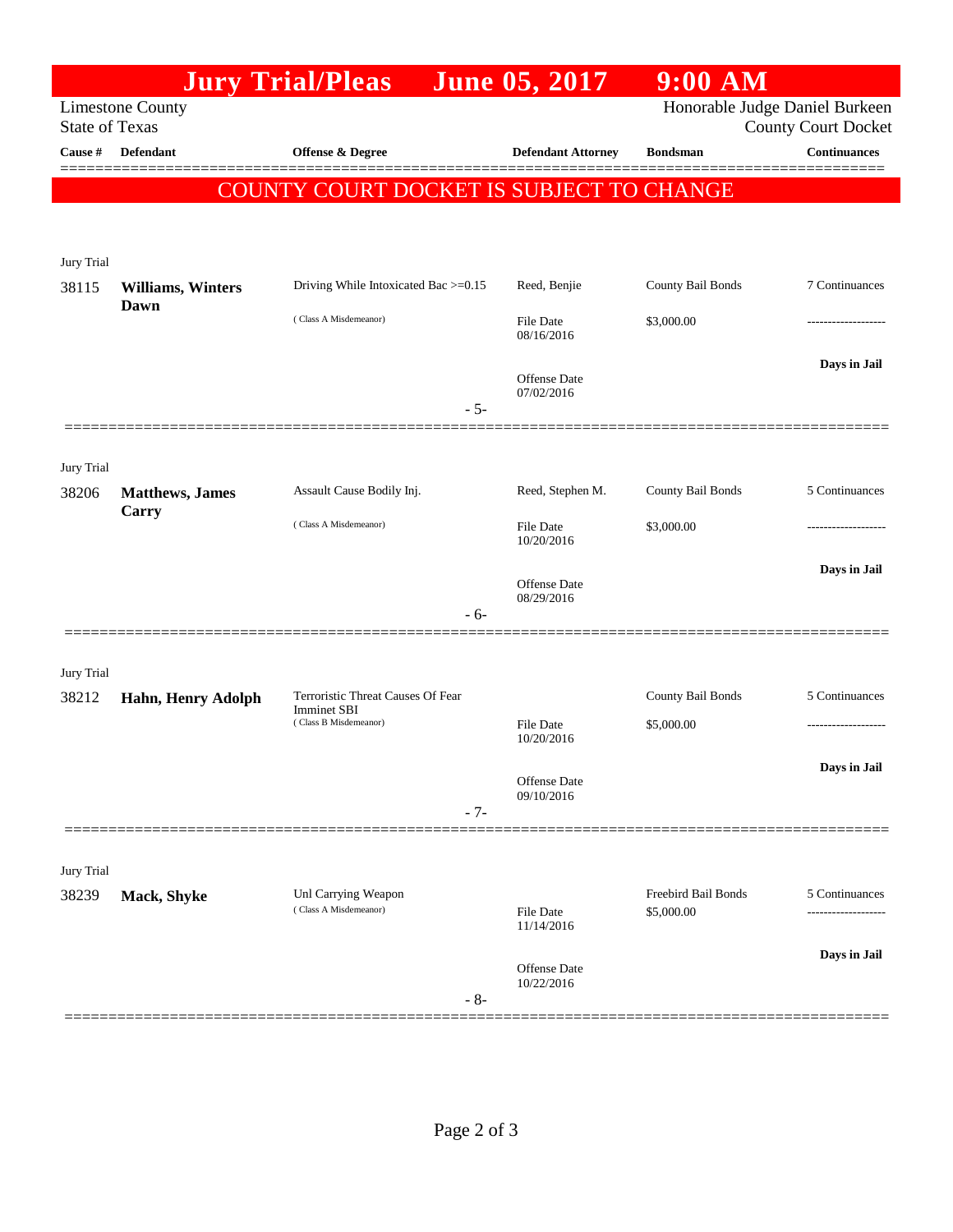# Jury Trial/Pleas June 05, 2017 9:00 AM

Limestone County
State of Texas

Honorable Judge Daniel Burkeen
County Court Docket

**COUNTY COURT DOCKET IS SUBJECT TO CHANGE**

| Cause # | Defendant | Offense & Degree | Defendant Attorney | Bondsman | Continuances |
|---|---|---|---|---|---|
| Jury Trial | | | | | |
| 38115 | **Williams, Winters Dawn** | Driving While Intoxicated Bac >=0.15 (Class A Misdemeanor) | Reed, Benjie<br>File Date 08/16/2016<br>Offense Date 07/02/2016 | County Bail Bonds<br>$3,000.00 | 7 Continuances<br>-------------------<br>**Days in Jail** |
| | | - 5- | | | |
| Jury Trial | | | | | |
| 38206 | **Matthews, James Carry** | Assault Cause Bodily Inj. (Class A Misdemeanor) | Reed, Stephen M.<br>File Date 10/20/2016<br>Offense Date 08/29/2016 | County Bail Bonds<br>$3,000.00 | 5 Continuances<br>-------------------<br>**Days in Jail** |
| | | - 6- | | | |
| Jury Trial | | | | | |
| 38212 | **Hahn, Henry Adolph** | Terroristic Threat Causes Of Fear Imminet SBI (Class B Misdemeanor) | File Date 10/20/2016<br>Offense Date 09/10/2016 | County Bail Bonds<br>$5,000.00 | 5 Continuances<br>-------------------<br>**Days in Jail** |
| | | - 7- | | | |
| Jury Trial | | | | | |
| 38239 | **Mack, Shyke** | Unl Carrying Weapon (Class A Misdemeanor) | File Date 11/14/2016<br>Offense Date 10/22/2016 | Freebird Bail Bonds<br>$5,000.00 | 5 Continuances<br>-------------------<br>**Days in Jail** |
| | | - 8- | | | |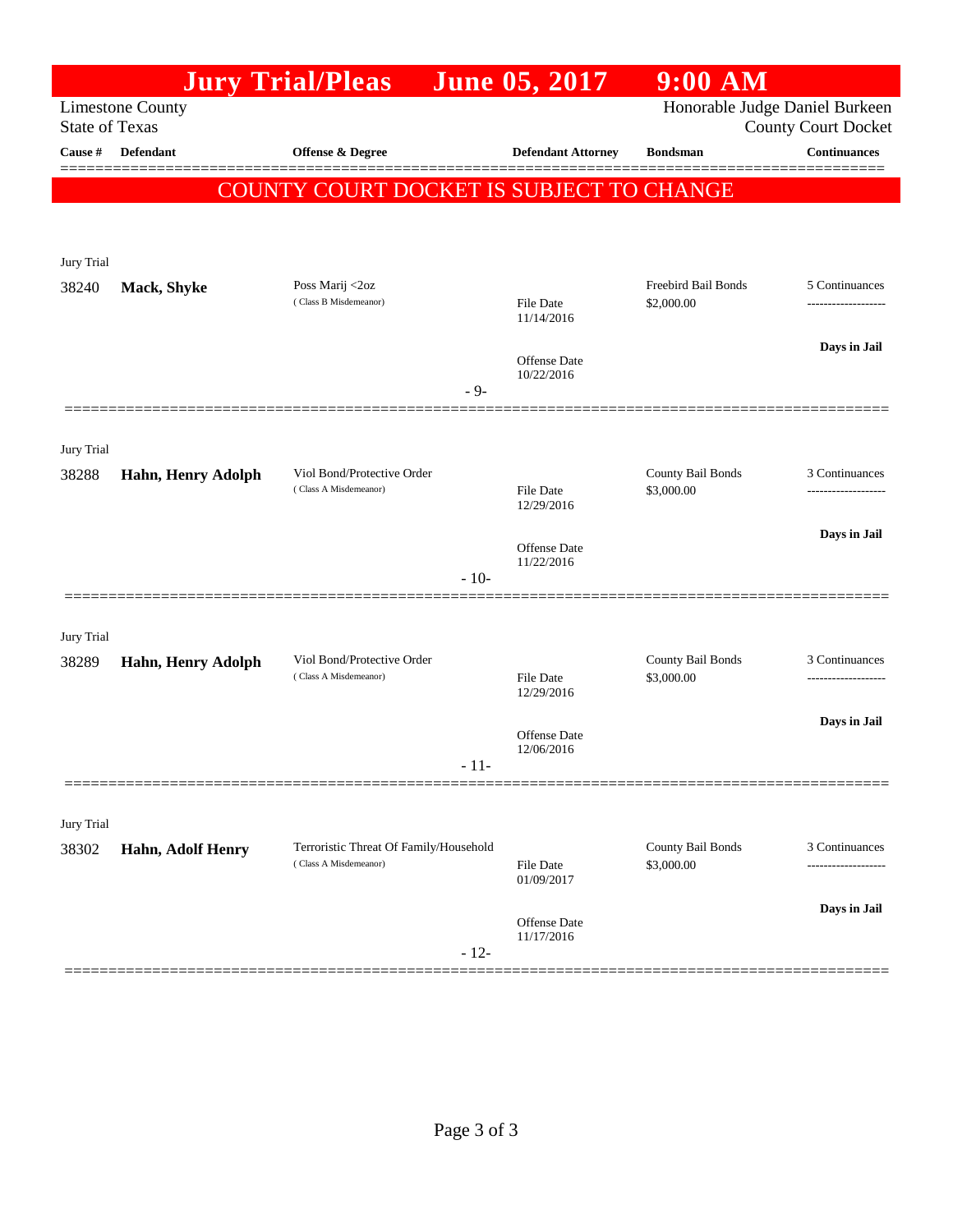# Jury Trial/Pleas June 05, 2017 9:00 AM

Limestone County
State of Texas

Honorable Judge Daniel Burkeen
County Court Docket

| Cause # | Defendant | Offense & Degree | Defendant Attorney | Bondsman | Continuances |
|---|---|---|---|---|---|

**COUNTY COURT DOCKET IS SUBJECT TO CHANGE**

Jury Trial

| Cause # | Defendant | Offense & Degree | Defendant Attorney | Bondsman | Continuances |
|---|---|---|---|---|---|
| 38240 | **Mack, Shyke** | Poss Marij <2oz (Class B Misdemeanor) | File Date 11/14/2016; Offense Date 10/22/2016 | Freebird Bail Bonds $2,000.00 | 5 Continuances; **Days in Jail** |

- 9-

Jury Trial

| Cause # | Defendant | Offense & Degree | Defendant Attorney | Bondsman | Continuances |
|---|---|---|---|---|---|
| 38288 | **Hahn, Henry Adolph** | Viol Bond/Protective Order (Class A Misdemeanor) | File Date 12/29/2016; Offense Date 11/22/2016 | County Bail Bonds $3,000.00 | 3 Continuances; **Days in Jail** |

- 10-

Jury Trial

| Cause # | Defendant | Offense & Degree | Defendant Attorney | Bondsman | Continuances |
|---|---|---|---|---|---|
| 38289 | **Hahn, Henry Adolph** | Viol Bond/Protective Order (Class A Misdemeanor) | File Date 12/29/2016; Offense Date 12/06/2016 | County Bail Bonds $3,000.00 | 3 Continuances; **Days in Jail** |

- 11-

Jury Trial

| Cause # | Defendant | Offense & Degree | Defendant Attorney | Bondsman | Continuances |
|---|---|---|---|---|---|
| 38302 | **Hahn, Adolf Henry** | Terroristic Threat Of Family/Household (Class A Misdemeanor) | File Date 01/09/2017; Offense Date 11/17/2016 | County Bail Bonds $3,000.00 | 3 Continuances; **Days in Jail** |

- 12-